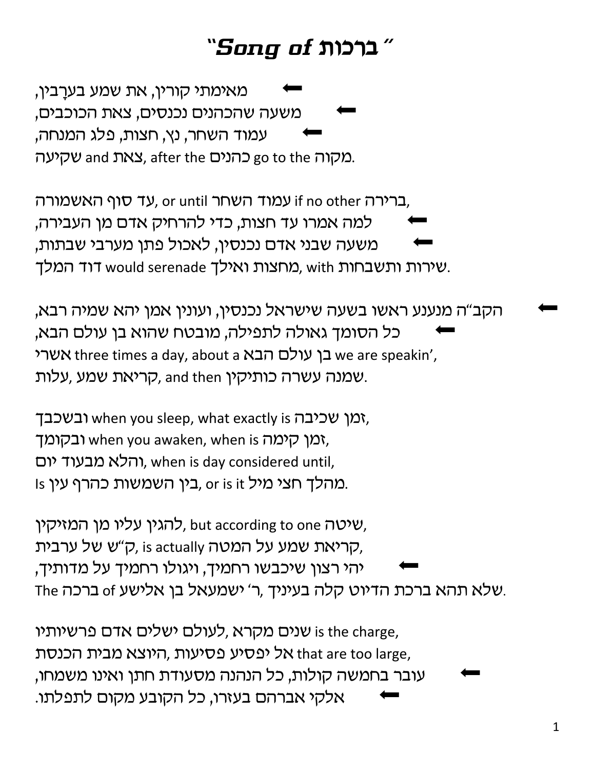# "Song of ברכות"

⬅ מאימתי קורין, את שמע בערָבין,
⬅ משעה שהכהנים נכנסים, צאת הכוכבים,
⬅ עמוד השחר, נץ, חצות, פלג המנחה,
שקיעה and צאת, after the כהנים go to the מקוה.

עד סוף האשמורה, or until עמוד השחר if no other ברירה,
⬅ למה אמרו עד חצות, כדי להרחיק אדם מן העבירה,
⬅ משעה שבני אדם נכנסין, לאכול פתן מערבי שבתות,
דוד המלך would serenade מחצות ואילך, with שירות ותשבחות.

⬅ הקב"ה מנענע ראשו בשעה שישראל נכנסין, ועונין אמן יהא שמיה רבא,
⬅ כל הסומך גאולה לתפילה, מובטח שהוא בן עולם הבא,
אשרי three times a day, about a בן עולם הבא we are speakin',
עלות, קריאת שמע, and then שמנה עשרה כותיקין.

ובשכבך when you sleep, what exactly is זמן שכיבה,
ובקומך when you awaken, when is זמן קימה,
והלא מבעוד יום, when is day considered until,
Is בין השמשות כהרף עין, or is it מהלך חצי מיל.

להגין עליו מן המזיקין, but according to one שיטה,
ק"ש של ערבית, is actually קריאת שמע על המטה,
⬅ יהי רצון שיכבשו רחמיך, ויגולו רחמיך על מדותיך,
The ברכה of ר' ישמעאל בן אלישע, שלא תהא ברכת הדיוט קלה בעיניך.

שנים מקרא, לעולם ישלים אדם פרשיותיו is the charge,
אל יפסיע פסיעות, היוצא מבית הכנסת that are too large,
⬅ עובר בחמשה קולות, כל הנהנה מסעודת חתן ואינו משמחו,
⬅ אלקי אברהם בעזרו, כל הקובע מקום לתפלתו.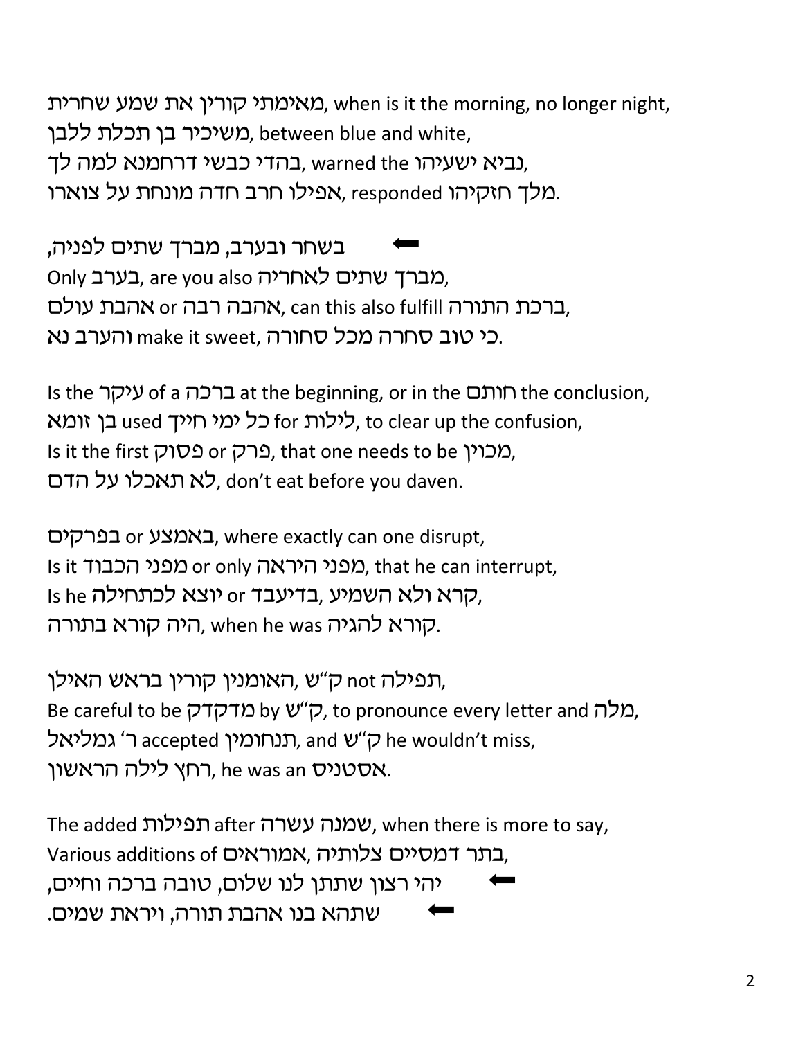מאימתי קורין את שמע שחרית, when is it the morning, no longer night,
משיכיר בין תכלת ללבן, between blue and white,
בהדי כבשי דרחמנא למה לך, warned the נביא ישעיהו,
אפילו חרב חדה מונחת על צוארו, responded מלך חזקיהו.

⬅ בשחר ובערב, מברך שתים לפניה,
Only בערב, are you also מברך שתים לאחריה,
אהבה רבה or אהבת עולם, can this also fulfill ברכת התורה,
והערב נא make it sweet, כי טוב סחרה מכל סחורה.

Is the עיקר of a ברכה at the beginning, or in the חותם the conclusion,
בן זומא used כל ימי חייך for לילות, to clear up the confusion,
Is it the first פסוק or פרק, that one needs to be מכוין,
לא תאכלו על הדם, don't eat before you daven.

בפרקים or באמצע, where exactly can one disrupt,
Is it מפני הכבוד or only מפני היראה, that he can interrupt,
Is he יוצא לכתחילה or בדיעבד ,קרא ולא השמיע,
היה קורא בתורה, when he was קורא להגיה.

תפילה not ק"ש ,האומנין קורין בראש האילן,
Be careful to be מדקדק by ק"ש, to pronounce every letter and מלה,
ר' גמליאל accepted תנחומין, and ק"ש he wouldn't miss,
רחץ לילה הראשון, he was an אסטניס.

The added תפילות after שמנה עשרה, when there is more to say,
Various additions of אמוראים, בתר דמסיים צלותיה,
⬅ יהי רצון שתתן לנו שלום, טובה ברכה וחיים,
⬅ שתהא בנו אהבת תורה, ויראת שמים.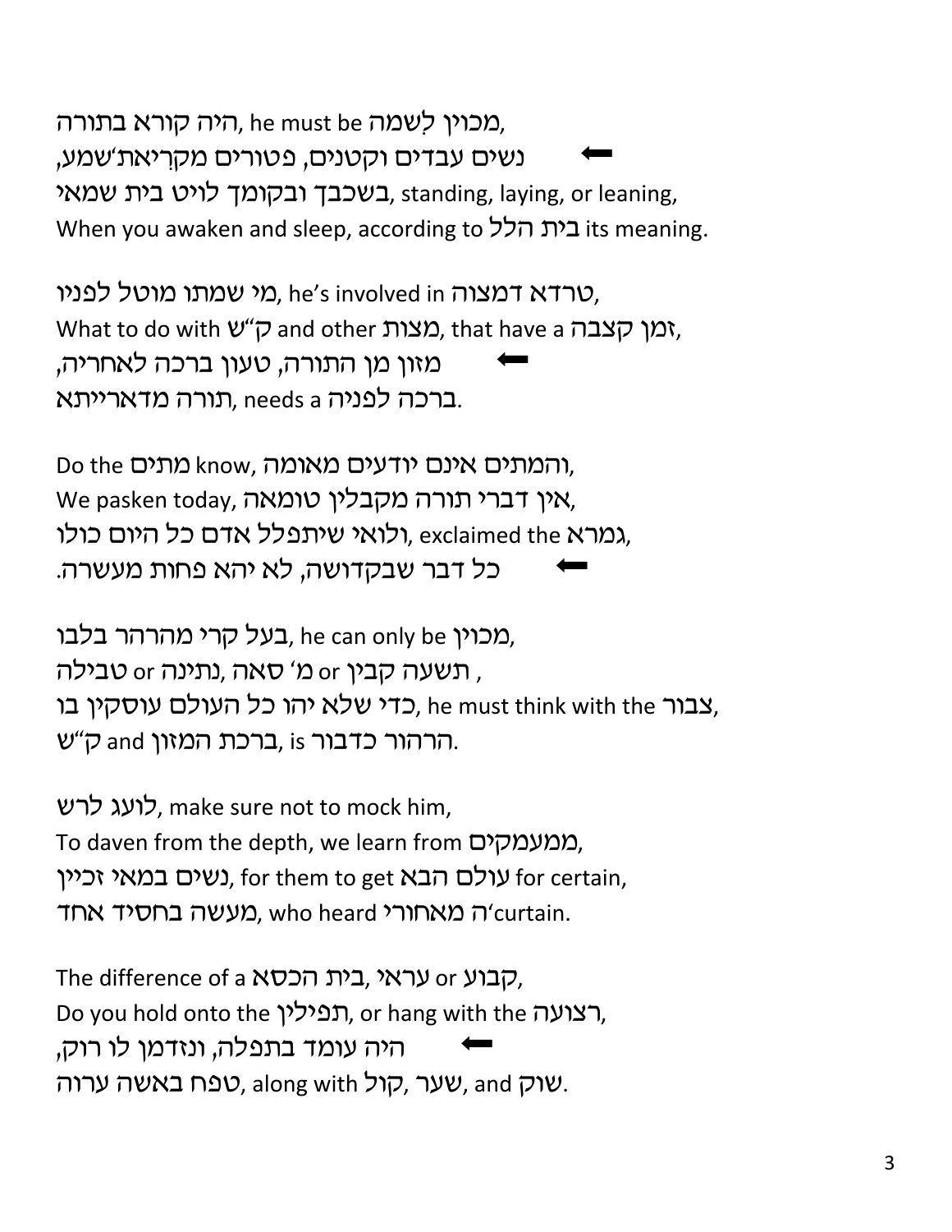היה קורא בתורה, he must be מכוין לשמה,
⬅ נשים עבדים וקטנים, פטורים מקריאת שמע,
בשכבך ובקומך לויט בית שמאי, standing, laying, or leaning,
When you awaken and sleep, according to בית הלל its meaning.

מי שמתו מוטל לפניו, he's involved in טרדא דמצוה,
What to do with ק"ש and other מצות, that have a זמן קצבה,
⬅ מזון מן התורה, טעון ברכה לאחריה,
תורה מדארייתא, needs a ברכה לפניה.

Do the מתים know, והמתים אינם יודעים מאומה,
We pasken today, אין דברי תורה מקבלין טומאה,
ולואי שיתפלל אדם כל היום כולו, exclaimed the גמרא,
⬅ כל דבר שבקדושה, לא יהא פחות מעשרה.

בעל קרי מהרהר בלבו, he can only be מכוין,
תשעה קבין or מ' סאה ,נתינה or טבילה ,
כדי שלא יהו כל העולם עוסקין בו, he must think with the צבור,
הרהור כדבור, is ברכת המזון and ק"ש.

לועג לרש, make sure not to mock him,
To daven from the depth, we learn from ממעמקים,
נשים במאי זכיין, for them to get עולם הבא for certain,
מעשה בחסיד אחד, who heard ה' מאחורי curtain.

The difference of a בית הכסא, עראי or קבוע,
Do you hold onto the תפילין, or hang with the רצועה,
⬅ היה עומד בתפלה, ונזדמן לו רוק,
טפח באשה ערוה, along with קול ,שער, and שוק.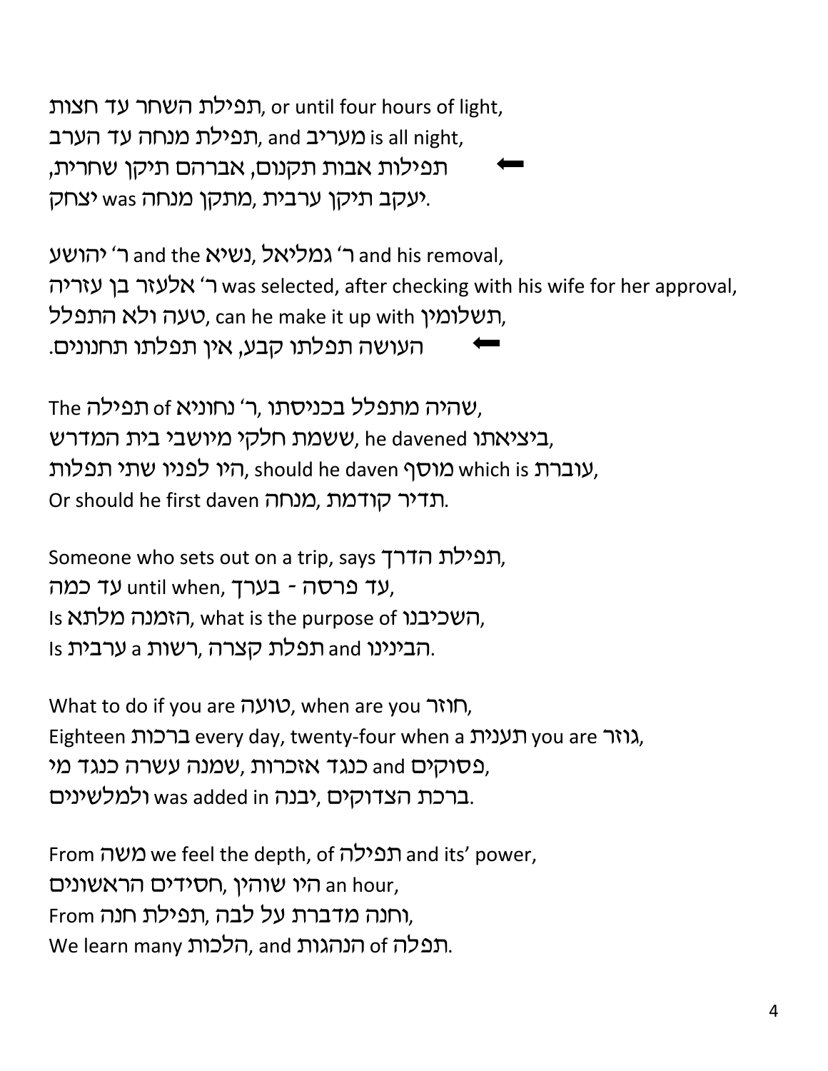תפילת השחר עד חצות, or until four hours of light,
תפילת מנחה עד הערב, and מעריב is all night,
⬅ תפילות אבות תקנום, אברהם תיקן שחרית,
יצחק was מתקן מנחה, יעקב תיקן ערבית.

ר' יהושע and the נשיא, ר' גמליאל and his removal,
ר' אלעזר בן עזריה was selected, after checking with his wife for her approval,
טעה ולא התפלל, can he make it up with תשלומין,
⬅ העושה תפלתו קבע, אין תפלתו תחנונים.

The תפילה of ר' נחוניא, שהיה מתפלל בכניסתו,
ששמת חלקי מיושבי בית המדרש, he davened ביציאתו,
היו לפניו שתי תפלות, should he daven מוסף which is עוברת,
Or should he first daven מנחה, תדיר קודמת.

Someone who sets out on a trip, says תפילת הדרך,
עד כמה until when, עד פרסה - בערך,
Is הזמנה מלתא, what is the purpose of השכיבנו,
Is ערבית a רשות, תפלת קצרה and הבינינו.

What to do if you are טועה, when are you חוזר,
Eighteen ברכות every day, twenty-four when a תענית you are גוזר,
שמנה עשרה כנגד מי, כנגד אזכרות and פסוקים,
ולמלשינים was added in יבנה, ברכת הצדוקים.

From משה we feel the depth, of תפילה and its' power,
חסידים הראשונים, היו שוהין an hour,
From וחנה מדברת על לבה, תפילת חנה,
We learn many הלכות, and הנהגות of תפלה.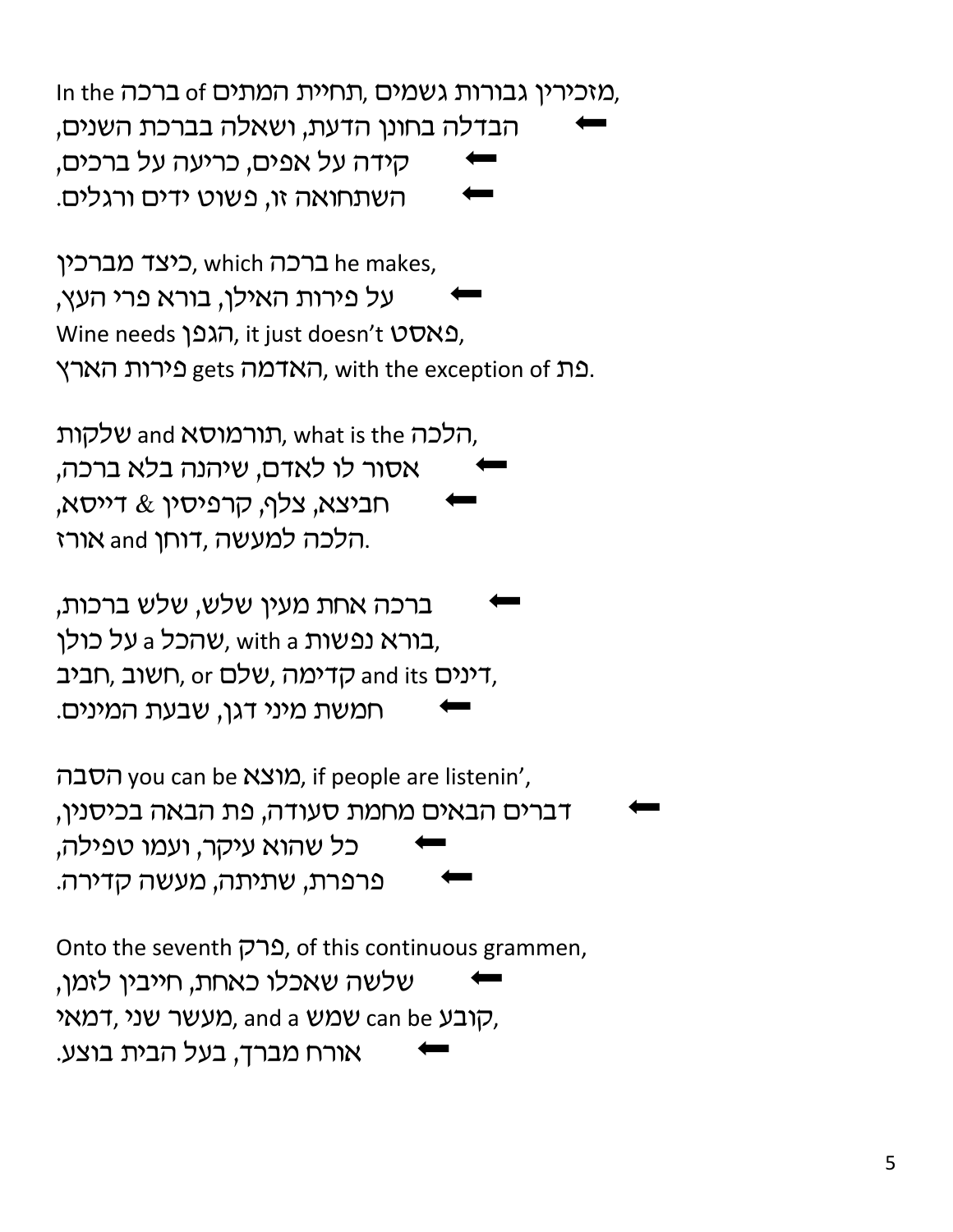In the ברכה of מזכירין גבורות גשמים ,תחיית המתים,
⬅ הבדלה בחונן הדעת, ושאלה בברכת השנים,
⬅ קידה על אפים, כריעה על ברכים,
⬅ השתחואה זו, פשוט ידים ורגלים.

כיצד מברכין, which ברכה he makes,
⬅ על פירות האילן, בורא פרי העץ,
Wine needs הגפן, it just doesn't פאסט,
פירות הארץ gets האדמה, with the exception of פת.

שלקות and תורמוסא, what is the הלכה,
⬅ אסור לו לאדם, שיהנה בלא ברכה,
⬅ חביצא, צלף, קרפיסין & דייסא,
אורז and דוחן ,הלכה למעשה.

⬅ ברכה אחת מעין שלש, שלש ברכות,
על כולן a שהכל, with a בורא נפשות,
חביב ,חשוב, or שלם ,קדימה and its דינים,
⬅ חמשת מיני דגן, שבעת המינים.

הסבה you can be מוצא, if people are listenin',
⬅ דברים הבאים מחמת סעודה, פת הבאה בכיסנין,
⬅ כל שהוא עיקר, ועמו טפילה,
⬅ פרפרת, שתיתה, מעשה קדירה.

Onto the seventh פרק, of this continuous grammen,
⬅ שלשה שאכלו כאחת, חייבין לזמן,
דמאי ,מעשר שני, and a שמש can be קובע,
⬅ אורח מברך, בעל הבית בוצע.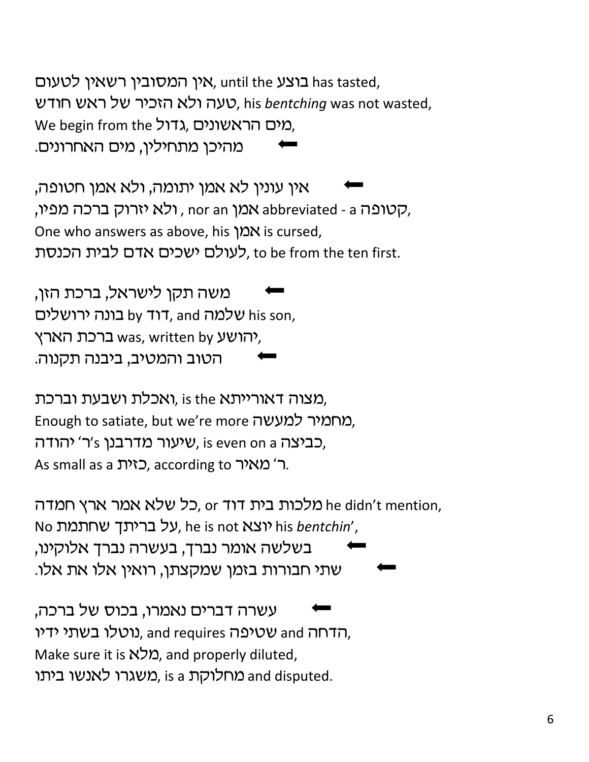אין המסובין רשאין לטעום, until the בוצע has tasted,
טעה ולא הזכיר של ראש חודש, his *bentching* was not wasted,
We begin from the גדול ,מים הראשונים,
⬅ מהיכן מתחילין, מים האחרונים.

⬅ אין עונין לא אמן יתומה, ולא אמן חטופה,
ולא יזרוק ברכה מפיו, nor an אמן abbreviated - a קטופה,
One who answers as above, his אמן is cursed,
לעולם ישכים אדם לבית הכנסת, to be from the ten first.

⬅ משה תקן לישראל, ברכת הזן,
בונה ירושלים by דוד, and שלמה his son,
ברכת הארץ was, written by יהושע,
⬅ הטוב והמטיב, ביבנה תקנוה.

ואכלת ושבעת וברכת, is the מצוה דאורייתא,
Enough to satiate, but we're more מחמיר למעשה,
שיעור מדרבנן ר' יהודה's, is even on a כביצה,
As small as a כזית, according to ר' מאיר.

כל שלא אמר ארץ חמדה, or מלכות בית דוד he didn't mention,
No על בריתך שחתמת, he is not יוצא his *bentchin*',
⬅ בשלשה אומר נברך, בעשרה נברך אלוקינו,
⬅ שתי חבורות בזמן שמקצתן, רואין אלו את אלו.

⬅ עשרה דברים נאמרו, בכוס של ברכה,
נוטלו בשתי ידיו, and requires שטיפה and הדחה,
Make sure it is מלא, and properly diluted,
משגרו לאנשו ביתו, is a מחלוקת and disputed.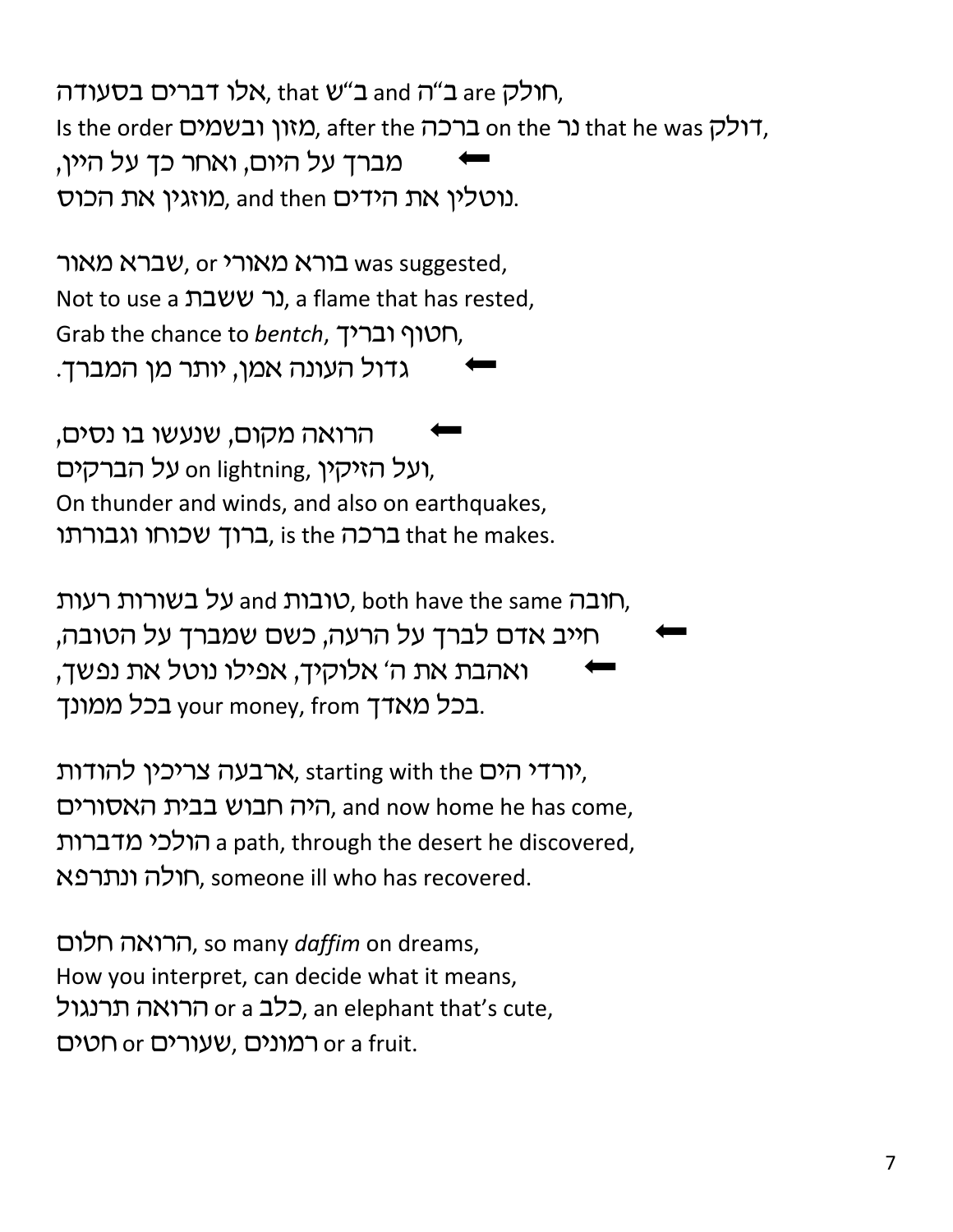אלו דברים בסעודה, that ב"ש and ב"ה are חולק,
Is the order מזון ובשמים, after the ברכה on the נר that he was דולק,
⬅ מברך על היום, ואחר כך על היין,
מוזגין את הכוס, and then נוטלין את הידים.

שברא מאור, or בורא מאורי was suggested,
Not to use a נר ששבת, a flame that has rested,
Grab the chance to *bentch*, חטוף ובריך,
⬅ גדול העונה אמן, יותר מן המברך.

⬅ הרואה מקום, שנעשו בו נסים,
על הברקים on lightning, ועל הזיקין,
On thunder and winds, and also on earthquakes,
ברוך שכוחו וגבורתו, is the ברכה that he makes.

על בשורות רעות and טובות, both have the same חובה,
⬅ חייב אדם לברך על הרעה, כשם שמברך על הטובה,
⬅ ואהבת את ה' אלוקיך, אפילו נוטל את נפשך,
בכל ממונך your money, from בכל מאדך.

ארבעה צריכין להודות, starting with the יורדי הים,
היה חבוש בבית האסורים, and now home he has come,
הולכי מדברות a path, through the desert he discovered,
חולה ונתרפא, someone ill who has recovered.

הרואה חלום, so many *daffim* on dreams,
How you interpret, can decide what it means,
הרואה תרנגול or a כלב, an elephant that's cute,
חטים or שעורים, רמונים or a fruit.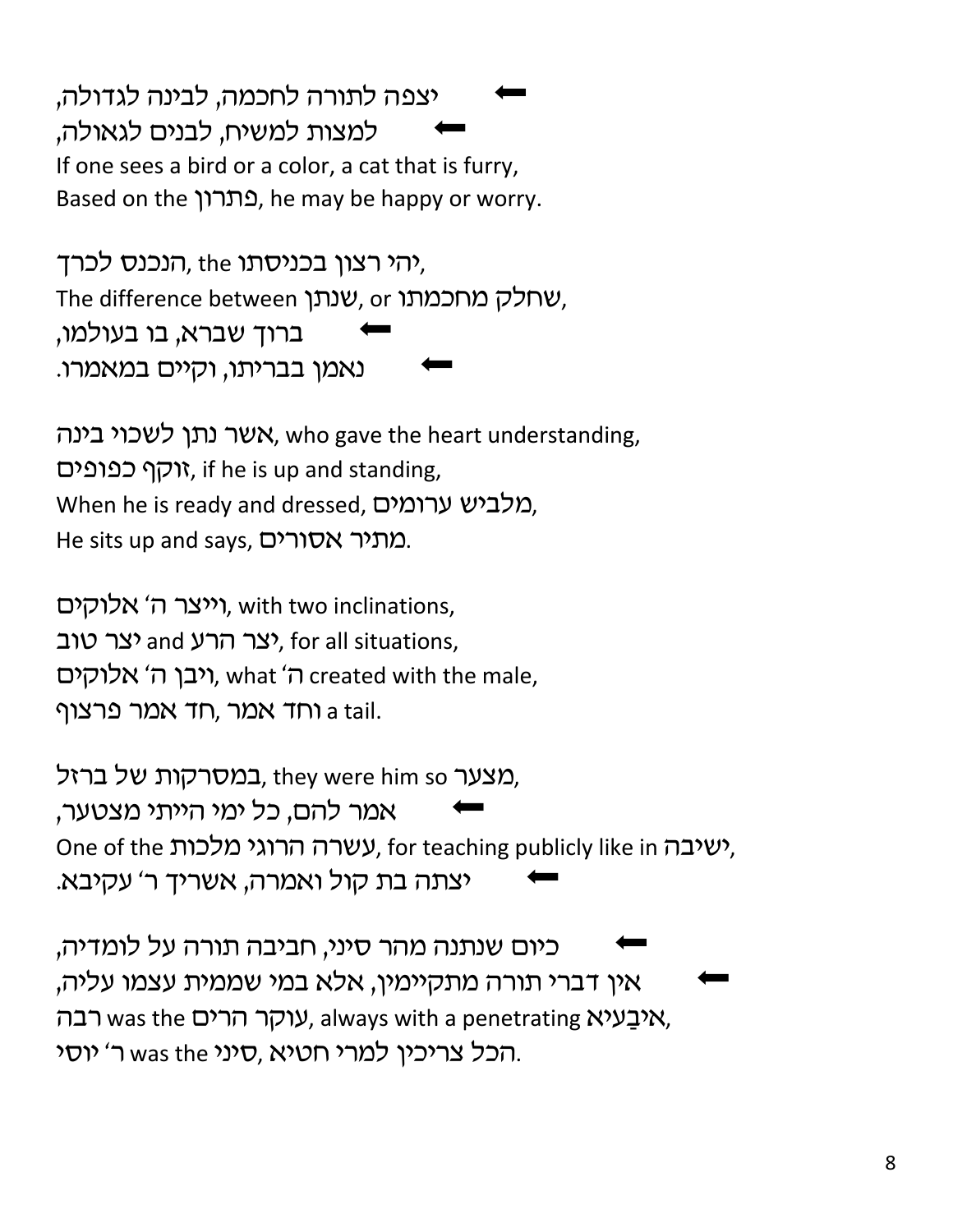⬅ יצפה לתורה לחכמה, לבינה לגדולה,
⬅ למצות למשיח, לבנים לגאולה,
If one sees a bird or a color, a cat that is furry,
Based on the פתרון, he may be happy or worry.

יהי רצון בכניסתו, the הנכנס לכרך,
The difference between שנתן, or שחלק מחכמתו,
⬅ ברוך שברא, בו בעולמו,
⬅ נאמן בבריתו, וקיים במאמרו.

אשר נתן לשכוי בינה, who gave the heart understanding,
זוקף כפופים, if he is up and standing,
When he is ready and dressed, מלביש ערומים,
He sits up and says, מתיר אסורים.

וייצר ה' אלוקים, with two inclinations,
יצר טוב and יצר הרע, for all situations,
ויבן ה' אלוקים, what ה' created with the male,
וחד אמר ,חד אמר פרצוף a tail.

במסרקות של ברזל, they were him so מצער,
⬅ אמר להם, כל ימי הייתי מצטער,
One of the עשרה הרוגי מלכות, for teaching publicly like in ישיבה,
⬅ יצתה בת קול ואמרה, אשריך ר' עקיבא.

⬅ כיום שנתנה מהר סיני, חביבה תורה על לומדיה,
⬅ אין דברי תורה מתקיימין, אלא במי שממית עצמו עליה,
רבה was the עוקר הרים, always with a penetrating איבַעיא,
ר' יוסי was the סיני, הכל צריכין למרי חטיא.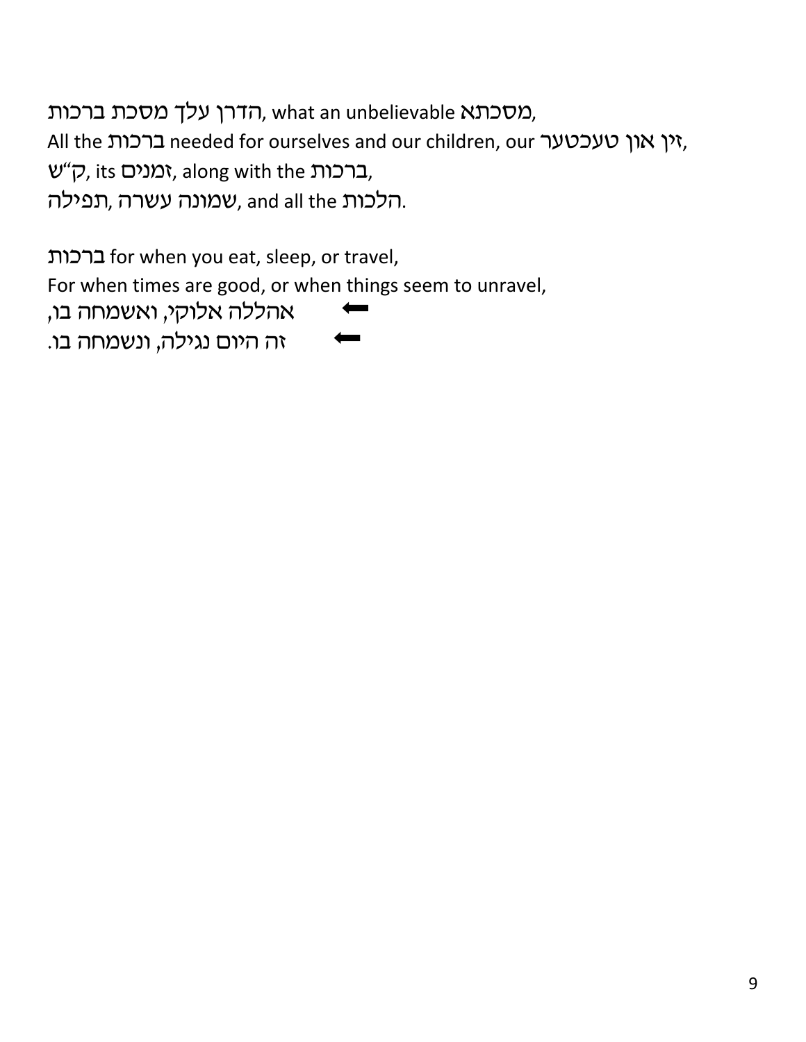הדרן עלך מסכת ברכות, what an unbelievable מסכתא,
All the ברכות needed for ourselves and our children, our זין און טעכטער,
ק"ש, its זמנים, along with the ברכות,
תפילה, שמונה עשרה, and all the הלכות.

ברכות for when you eat, sleep, or travel,
For when times are good, or when things seem to unravel,
⬅ אהללה אלוקי, ואשמחה בו,
⬅ זה היום נגילה, ונשמחה בו.